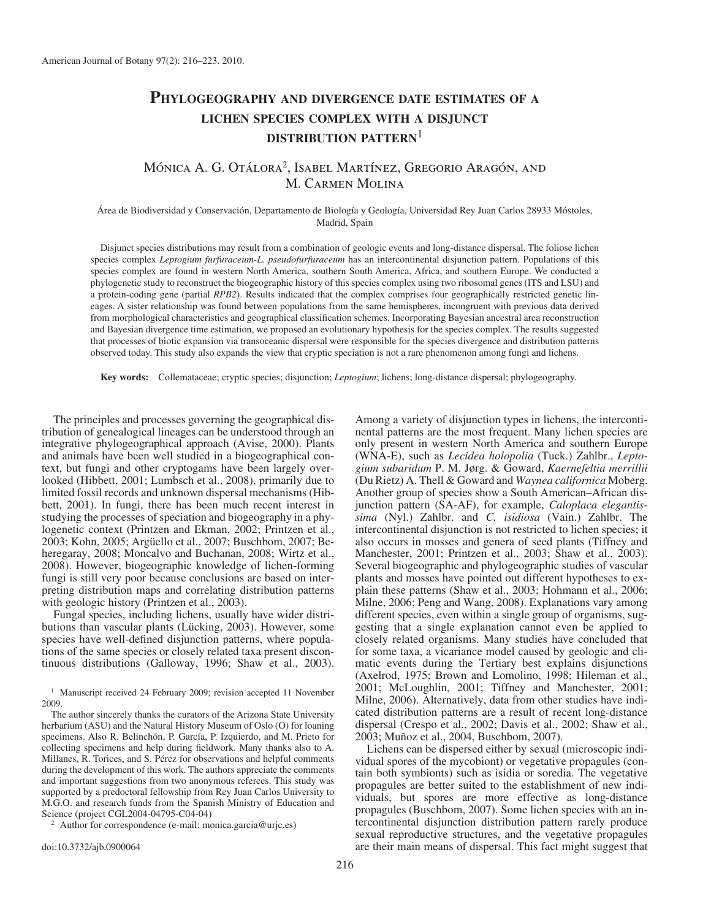# Phylogeography and divergence date estimates of a lichen species complex with a disjunct distribution pattern[1]

Mónica A. G. Otálora[2], Isabel Martínez, Gregorio Aragón, and M. Carmen Molina

Área de Biodiversidad y Conservación, Departamento de Biología y Geología, Universidad Rey Juan Carlos 28933 Móstoles, Madrid, Spain

Disjunct species distributions may result from a combination of geologic events and long-distance dispersal. The foliose lichen species complex *Leptogium furfuraceum-L. pseudofurfuraceum* has an intercontinental disjunction pattern. Populations of this species complex are found in western North America, southern South America, Africa, and southern Europe. We conducted a phylogenetic study to reconstruct the biogeographic history of this species complex using two ribosomal genes (ITS and LSU) and a protein-coding gene (partial *RPB2*). Results indicated that the complex comprises four geographically restricted genetic lineages. A sister relationship was found between populations from the same hemispheres, incongruent with previous data derived from morphological characteristics and geographical classification schemes. Incorporating Bayesian ancestral area reconstruction and Bayesian divergence time estimation, we proposed an evolutionary hypothesis for the species complex. The results suggested that processes of biotic expansion via transoceanic dispersal were responsible for the species divergence and distribution patterns observed today. This study also expands the view that cryptic speciation is not a rare phenomenon among fungi and lichens.

**Key words:** Collemataceae; cryptic species; disjunction; *Leptogium*; lichens; long-distance dispersal; phylogeography.

The principles and processes governing the geographical distribution of genealogical lineages can be understood through an integrative phylogeographical approach (Avise, 2000). Plants and animals have been well studied in a biogeographical context, but fungi and other cryptogams have been largely overlooked (Hibbett, 2001; Lumbsch et al., 2008), primarily due to limited fossil records and unknown dispersal mechanisms (Hibbett, 2001). In fungi, there has been much recent interest in studying the processes of speciation and biogeography in a phylogenetic context (Printzen and Ekman, 2002; Printzen et al., 2003; Kohn, 2005; Argüello et al., 2007; Buschbom, 2007; Beheregaray, 2008; Moncalvo and Buchanan, 2008; Wirtz et al., 2008). However, biogeographic knowledge of lichen-forming fungi is still very poor because conclusions are based on interpreting distribution maps and correlating distribution patterns with geologic history (Printzen et al., 2003).

Fungal species, including lichens, usually have wider distributions than vascular plants (Lücking, 2003). However, some species have well-defined disjunction patterns, where populations of the same species or closely related taxa present discontinuous distributions (Galloway, 1996; Shaw et al., 2003). Among a variety of disjunction types in lichens, the intercontinental patterns are the most frequent. Many lichen species are only present in western North America and southern Europe (WNA-E), such as *Lecidea holopolia* (Tuck.) Zahlbr., *Leptogium subaridum* P. M. Jørg. & Goward, *Kaernefeltia merrillii* (Du Rietz) A. Thell & Goward and *Waynea californica* Moberg. Another group of species show a South American–African disjunction pattern (SA-AF), for example, *Caloplaca elegantissima* (Nyl.) Zahlbr. and *C. isidiosa* (Vain.) Zahlbr. The intercontinental disjunction is not restricted to lichen species; it also occurs in mosses and genera of seed plants (Tiffney and Manchester, 2001; Printzen et al., 2003; Shaw et al., 2003). Several biogeographic and phylogeographic studies of vascular plants and mosses have pointed out different hypotheses to explain these patterns (Shaw et al., 2003; Hohmann et al., 2006; Milne, 2006; Peng and Wang, 2008). Explanations vary among different species, even within a single group of organisms, suggesting that a single explanation cannot even be applied to closely related organisms. Many studies have concluded that for some taxa, a vicariance model caused by geologic and climatic events during the Tertiary best explains disjunctions (Axelrod, 1975; Brown and Lomolino, 1998; Hileman et al., 2001; McLoughlin, 2001; Tiffney and Manchester, 2001; Milne, 2006). Alternatively, data from other studies have indicated distribution patterns are a result of recent long-distance dispersal (Crespo et al., 2002; Davis et al., 2002; Shaw et al., 2003; Muñoz et al., 2004, Buschbom, 2007).

Lichens can be dispersed either by sexual (microscopic individual spores of the mycobiont) or vegetative propagules (contain both symbionts) such as isidia or soredia. The vegetative propagules are better suited to the establishment of new individuals, but spores are more effective as long-distance propagules (Buschbom, 2007). Some lichen species with an intercontinental disjunction distribution pattern rarely produce sexual reproductive structures, and the vegetative propagules are their main means of dispersal. This fact might suggest that

---

[1] Manuscript received 24 February 2009; revision accepted 11 November 2009.

The author sincerely thanks the curators of the Arizona State University herbarium (ASU) and the Natural History Museum of Oslo (O) for loaning specimens. Also R. Belinchón, P. García, P. Izquierdo, and M. Prieto for collecting specimens and help during fieldwork. Many thanks also to A. Millanes, R. Torices, and S. Pérez for observations and helpful comments during the development of this work. The authors appreciate the comments and important suggestions from two anonymous referees. This study was supported by a predoctoral fellowship from Rey Juan Carlos University to M.G.O. and research funds from the Spanish Ministry of Education and Science (project CGL2004-04795-C04-04)

[2] Author for correspondence (e-mail: monica.garcia@urjc.es)

doi:10.3732/ajb.0900064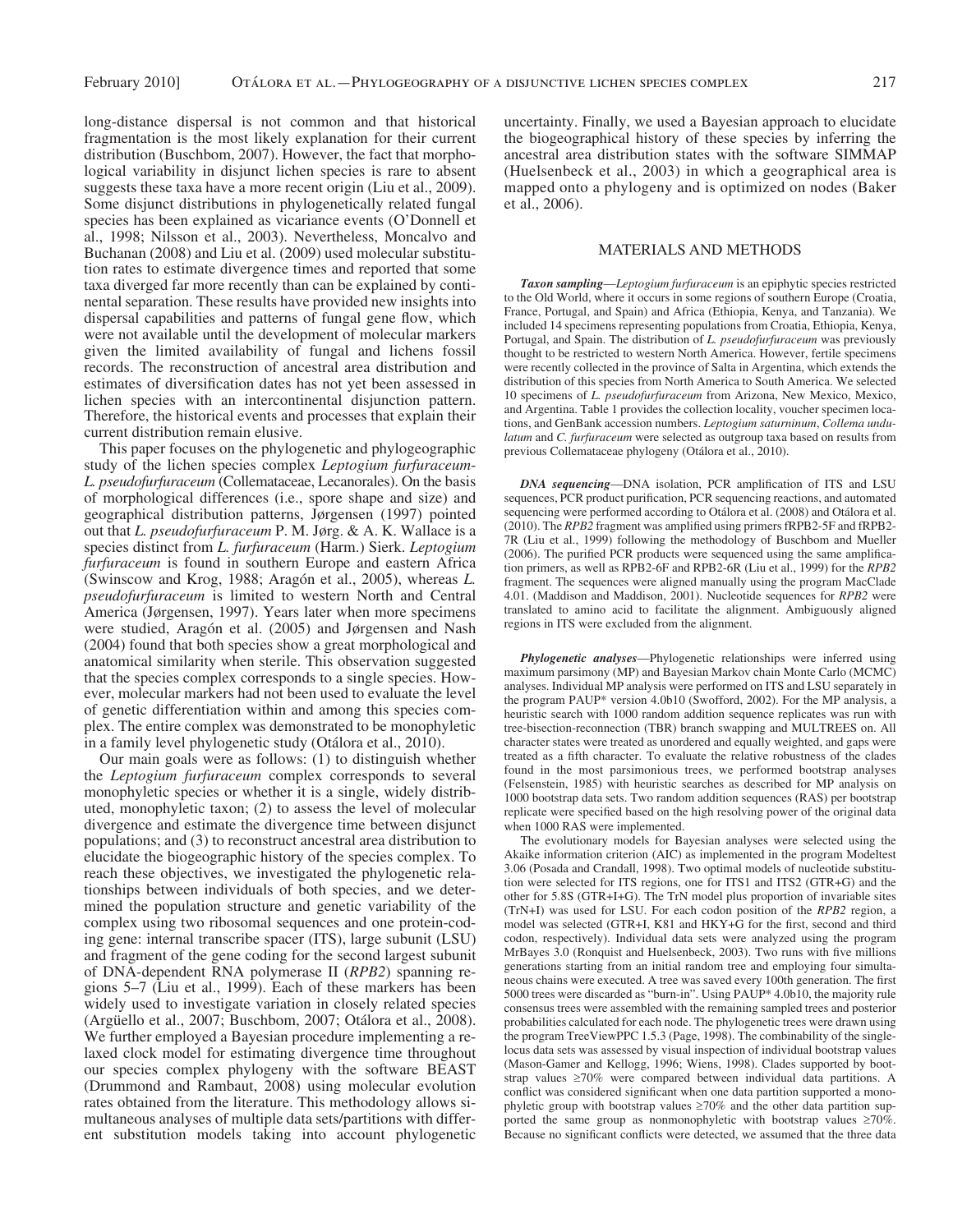long-distance dispersal is not common and that historical fragmentation is the most likely explanation for their current distribution (Buschbom, 2007). However, the fact that morphological variability in disjunct lichen species is rare to absent suggests these taxa have a more recent origin (Liu et al., 2009). Some disjunct distributions in phylogenetically related fungal species has been explained as vicariance events (O'Donnell et al., 1998; Nilsson et al., 2003). Nevertheless, Moncalvo and Buchanan (2008) and Liu et al. (2009) used molecular substitution rates to estimate divergence times and reported that some taxa diverged far more recently than can be explained by continental separation. These results have provided new insights into dispersal capabilities and patterns of fungal gene flow, which were not available until the development of molecular markers given the limited availability of fungal and lichens fossil records. The reconstruction of ancestral area distribution and estimates of diversification dates has not yet been assessed in lichen species with an intercontinental disjunction pattern. Therefore, the historical events and processes that explain their current distribution remain elusive.

This paper focuses on the phylogenetic and phylogeographic study of the lichen species complex *Leptogium furfuraceum*-*L. pseudofurfuraceum* (Collemataceae, Lecanorales). On the basis of morphological differences (i.e., spore shape and size) and geographical distribution patterns, Jørgensen (1997) pointed out that *L. pseudofurfuraceum* P. M. Jørg. & A. K. Wallace is a species distinct from *L. furfuraceum* (Harm.) Sierk. *Leptogium furfuraceum* is found in southern Europe and eastern Africa (Swinscow and Krog, 1988; Aragón et al., 2005), whereas *L. pseudofurfuraceum* is limited to western North and Central America (Jørgensen, 1997). Years later when more specimens were studied, Aragón et al. (2005) and Jørgensen and Nash (2004) found that both species show a great morphological and anatomical similarity when sterile. This observation suggested that the species complex corresponds to a single species. However, molecular markers had not been used to evaluate the level of genetic differentiation within and among this species complex. The entire complex was demonstrated to be monophyletic in a family level phylogenetic study (Otálora et al., 2010).

Our main goals were as follows: (1) to distinguish whether the *Leptogium furfuraceum* complex corresponds to several monophyletic species or whether it is a single, widely distributed, monophyletic taxon; (2) to assess the level of molecular divergence and estimate the divergence time between disjunct populations; and (3) to reconstruct ancestral area distribution to elucidate the biogeographic history of the species complex. To reach these objectives, we investigated the phylogenetic relationships between individuals of both species, and we determined the population structure and genetic variability of the complex using two ribosomal sequences and one protein-coding gene: internal transcribe spacer (ITS), large subunit (LSU) and fragment of the gene coding for the second largest subunit of DNA-dependent RNA polymerase II (*RPB2*) spanning regions 5–7 (Liu et al., 1999). Each of these markers has been widely used to investigate variation in closely related species (Argüello et al., 2007; Buschbom, 2007; Otálora et al., 2008). We further employed a Bayesian procedure implementing a relaxed clock model for estimating divergence time throughout our species complex phylogeny with the software BEAST (Drummond and Rambaut, 2008) using molecular evolution rates obtained from the literature. This methodology allows simultaneous analyses of multiple data sets/partitions with different substitution models taking into account phylogenetic uncertainty. Finally, we used a Bayesian approach to elucidate the biogeographical history of these species by inferring the ancestral area distribution states with the software SIMMAP (Huelsenbeck et al., 2003) in which a geographical area is mapped onto a phylogeny and is optimized on nodes (Baker et al., 2006).

## MATERIALS AND METHODS

***Taxon sampling***—*Leptogium furfuraceum* is an epiphytic species restricted to the Old World, where it occurs in some regions of southern Europe (Croatia, France, Portugal, and Spain) and Africa (Ethiopia, Kenya, and Tanzania). We included 14 specimens representing populations from Croatia, Ethiopia, Kenya, Portugal, and Spain. The distribution of *L. pseudofurfuraceum* was previously thought to be restricted to western North America. However, fertile specimens were recently collected in the province of Salta in Argentina, which extends the distribution of this species from North America to South America. We selected 10 specimens of *L. pseudofurfuraceum* from Arizona, New Mexico, Mexico, and Argentina. Table 1 provides the collection locality, voucher specimen locations, and GenBank accession numbers. *Leptogium saturninum*, *Collema undulatum* and *C. furfuraceum* were selected as outgroup taxa based on results from previous Collemataceae phylogeny (Otálora et al., 2010).

***DNA sequencing***—DNA isolation, PCR amplification of ITS and LSU sequences, PCR product purification, PCR sequencing reactions, and automated sequencing were performed according to Otálora et al. (2008) and Otálora et al. (2010). The *RPB2* fragment was amplified using primers fRPB2-5F and fRPB2-7R (Liu et al., 1999) following the methodology of Buschbom and Mueller (2006). The purified PCR products were sequenced using the same amplification primers, as well as RPB2-6F and RPB2-6R (Liu et al., 1999) for the *RPB2* fragment. The sequences were aligned manually using the program MacClade 4.01. (Maddison and Maddison, 2001). Nucleotide sequences for *RPB2* were translated to amino acid to facilitate the alignment. Ambiguously aligned regions in ITS were excluded from the alignment.

***Phylogenetic analyses***—Phylogenetic relationships were inferred using maximum parsimony (MP) and Bayesian Markov chain Monte Carlo (MCMC) analyses. Individual MP analysis were performed on ITS and LSU separately in the program PAUP* version 4.0b10 (Swofford, 2002). For the MP analysis, a heuristic search with 1000 random addition sequence replicates was run with tree-bisection-reconnection (TBR) branch swapping and MULTREES on. All character states were treated as unordered and equally weighted, and gaps were treated as a fifth character. To evaluate the relative robustness of the clades found in the most parsimonious trees, we performed bootstrap analyses (Felsenstein, 1985) with heuristic searches as described for MP analysis on 1000 bootstrap data sets. Two random addition sequences (RAS) per bootstrap replicate were specified based on the high resolving power of the original data when 1000 RAS were implemented.

The evolutionary models for Bayesian analyses were selected using the Akaike information criterion (AIC) as implemented in the program Modeltest 3.06 (Posada and Crandall, 1998). Two optimal models of nucleotide substitution were selected for ITS regions, one for ITS1 and ITS2 (GTR+G) and the other for 5.8S (GTR+I+G). The TrN model plus proportion of invariable sites (TrN+I) was used for LSU. For each codon position of the *RPB2* region, a model was selected (GTR+I, K81 and HKY+G for the first, second and third codon, respectively). Individual data sets were analyzed using the program MrBayes 3.0 (Ronquist and Huelsenbeck, 2003). Two runs with five millions generations starting from an initial random tree and employing four simultaneous chains were executed. A tree was saved every 100th generation. The first 5000 trees were discarded as "burn-in". Using PAUP* 4.0b10, the majority rule consensus trees were assembled with the remaining sampled trees and posterior probabilities calculated for each node. The phylogenetic trees were drawn using the program TreeViewPPC 1.5.3 (Page, 1998). The combinability of the single-locus data sets was assessed by visual inspection of individual bootstrap values (Mason-Gamer and Kellogg, 1996; Wiens, 1998). Clades supported by bootstrap values ≥70% were compared between individual data partitions. A conflict was considered significant when one data partition supported a monophyletic group with bootstrap values ≥70% and the other data partition supported the same group as nonmonophyletic with bootstrap values ≥70%. Because no significant conflicts were detected, we assumed that the three data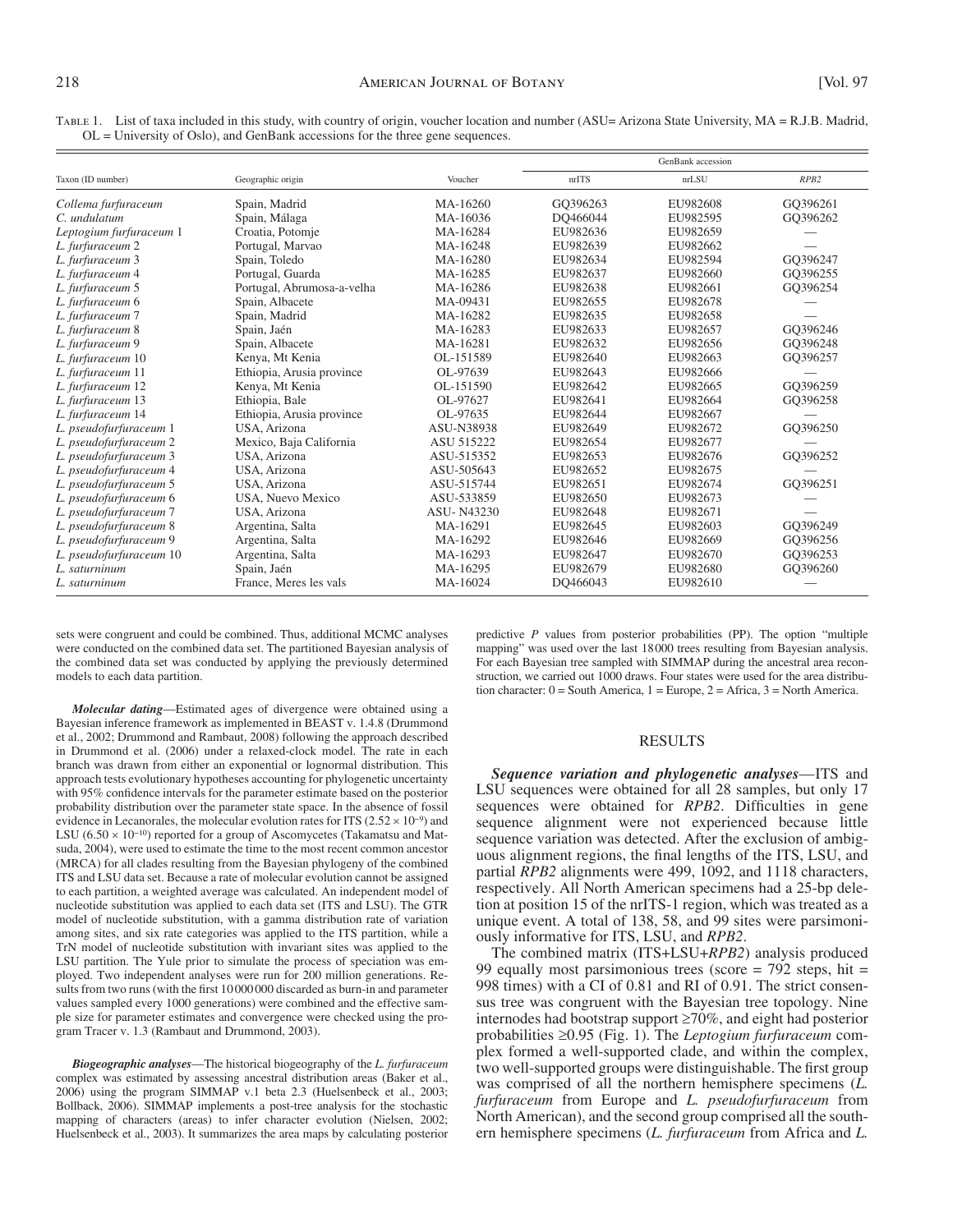Table 1. List of taxa included in this study, with country of origin, voucher location and number (ASU= Arizona State University, MA = R.J.B. Madrid, OL = University of Oslo), and GenBank accessions for the three gene sequences.

| Taxon (ID number) | Geographic origin | Voucher | GenBank accession | | |
|---|---|---|---|---|---|
| | | | nrITS | nrLSU | *RPB2* |
| *Collema furfuraceum* | Spain, Madrid | MA-16260 | GQ396263 | EU982608 | GQ396261 |
| *C. undulatum* | Spain, Málaga | MA-16036 | DQ466044 | EU982595 | GQ396262 |
| *Leptogium furfuraceum* 1 | Croatia, Potomje | MA-16284 | EU982636 | EU982659 | — |
| *L. furfuraceum* 2 | Portugal, Marvao | MA-16248 | EU982639 | EU982662 | — |
| *L. furfuraceum* 3 | Spain, Toledo | MA-16280 | EU982634 | EU982594 | GQ396247 |
| *L. furfuraceum* 4 | Portugal, Guarda | MA-16285 | EU982637 | EU982660 | GQ396255 |
| *L. furfuraceum* 5 | Portugal, Abrumosa-a-velha | MA-16286 | EU982638 | EU982661 | GQ396254 |
| *L. furfuraceum* 6 | Spain, Albacete | MA-09431 | EU982655 | EU982678 | — |
| *L. furfuraceum* 7 | Spain, Madrid | MA-16282 | EU982635 | EU982658 | — |
| *L. furfuraceum* 8 | Spain, Jaén | MA-16283 | EU982633 | EU982657 | GQ396246 |
| *L. furfuraceum* 9 | Spain, Albacete | MA-16281 | EU982632 | EU982656 | GQ396248 |
| *L. furfuraceum* 10 | Kenya, Mt Kenia | OL-151589 | EU982640 | EU982663 | GQ396257 |
| *L. furfuraceum* 11 | Ethiopia, Arusia province | OL-97639 | EU982643 | EU982666 | — |
| *L. furfuraceum* 12 | Kenya, Mt Kenia | OL-151590 | EU982642 | EU982665 | GQ396259 |
| *L. furfuraceum* 13 | Ethiopia, Bale | OL-97627 | EU982641 | EU982664 | GQ396258 |
| *L. furfuraceum* 14 | Ethiopia, Arusia province | OL-97635 | EU982644 | EU982667 | — |
| *L. pseudofurfuraceum* 1 | USA, Arizona | ASU-N38938 | EU982649 | EU982672 | GQ396250 |
| *L. pseudofurfuraceum* 2 | Mexico, Baja California | ASU 515222 | EU982654 | EU982677 | — |
| *L. pseudofurfuraceum* 3 | USA, Arizona | ASU-515352 | EU982653 | EU982676 | GQ396252 |
| *L. pseudofurfuraceum* 4 | USA, Arizona | ASU-505643 | EU982652 | EU982675 | — |
| *L. pseudofurfuraceum* 5 | USA, Arizona | ASU-515744 | EU982651 | EU982674 | GQ396251 |
| *L. pseudofurfuraceum* 6 | USA, Nuevo Mexico | ASU-533859 | EU982650 | EU982673 | — |
| *L. pseudofurfuraceum* 7 | USA, Arizona | ASU- N43230 | EU982648 | EU982671 | — |
| *L. pseudofurfuraceum* 8 | Argentina, Salta | MA-16291 | EU982645 | EU982603 | GQ396249 |
| *L. pseudofurfuraceum* 9 | Argentina, Salta | MA-16292 | EU982646 | EU982669 | GQ396256 |
| *L. pseudofurfuraceum* 10 | Argentina, Salta | MA-16293 | EU982647 | EU982670 | GQ396253 |
| *L. saturninum* | Spain, Jaén | MA-16295 | EU982679 | EU982680 | GQ396260 |
| *L. saturninum* | France, Meres les vals | MA-16024 | DQ466043 | EU982610 | — |

sets were congruent and could be combined. Thus, additional MCMC analyses were conducted on the combined data set. The partitioned Bayesian analysis of the combined data set was conducted by applying the previously determined models to each data partition.

***Molecular dating***—Estimated ages of divergence were obtained using a Bayesian inference framework as implemented in BEAST v. 1.4.8 (Drummond et al., 2002; Drummond and Rambaut, 2008) following the approach described in Drummond et al. (2006) under a relaxed-clock model. The rate in each branch was drawn from either an exponential or lognormal distribution. This approach tests evolutionary hypotheses accounting for phylogenetic uncertainty with 95% confidence intervals for the parameter estimate based on the posterior probability distribution over the parameter state space. In the absence of fossil evidence in Lecanorales, the molecular evolution rates for ITS ($2.52 \times 10^{-9}$) and LSU ($6.50 \times 10^{-10}$) reported for a group of Ascomycetes (Takamatsu and Matsuda, 2004), were used to estimate the time to the most recent common ancestor (MRCA) for all clades resulting from the Bayesian phylogeny of the combined ITS and LSU data set. Because a rate of molecular evolution cannot be assigned to each partition, a weighted average was calculated. An independent model of nucleotide substitution was applied to each data set (ITS and LSU). The GTR model of nucleotide substitution, with a gamma distribution rate of variation among sites, and six rate categories was applied to the ITS partition, while a TrN model of nucleotide substitution with invariant sites was applied to the LSU partition. The Yule prior to simulate the process of speciation was employed. Two independent analyses were run for 200 million generations. Results from two runs (with the first 10 000 000 discarded as burn-in and parameter values sampled every 1000 generations) were combined and the effective sample size for parameter estimates and convergence were checked using the program Tracer v. 1.3 (Rambaut and Drummond, 2003).

***Biogeographic analyses***—The historical biogeography of the *L. furfuraceum* complex was estimated by assessing ancestral distribution areas (Baker et al., 2006) using the program SIMMAP v.1 beta 2.3 (Huelsenbeck et al., 2003; Bollback, 2006). SIMMAP implements a post-tree analysis for the stochastic mapping of characters (areas) to infer character evolution (Nielsen, 2002; Huelsenbeck et al., 2003). It summarizes the area maps by calculating posterior predictive *P* values from posterior probabilities (PP). The option "multiple mapping" was used over the last 18 000 trees resulting from Bayesian analysis. For each Bayesian tree sampled with SIMMAP during the ancestral area reconstruction, we carried out 1000 draws. Four states were used for the area distribution character: 0 = South America, 1 = Europe, 2 = Africa, 3 = North America.

## RESULTS

***Sequence variation and phylogenetic analyses***—ITS and LSU sequences were obtained for all 28 samples, but only 17 sequences were obtained for *RPB2*. Difficulties in gene sequence alignment were not experienced because little sequence variation was detected. After the exclusion of ambiguous alignment regions, the final lengths of the ITS, LSU, and partial *RPB2* alignments were 499, 1092, and 1118 characters, respectively. All North American specimens had a 25-bp deletion at position 15 of the nrITS-1 region, which was treated as a unique event. A total of 138, 58, and 99 sites were parsimoniously informative for ITS, LSU, and *RPB2*.

The combined matrix (ITS+LSU+*RPB2*) analysis produced 99 equally most parsimonious trees (score = 792 steps, hit = 998 times) with a CI of 0.81 and RI of 0.91. The strict consensus tree was congruent with the Bayesian tree topology. Nine internodes had bootstrap support ≥70%, and eight had posterior probabilities ≥0.95 (Fig. 1). The *Leptogium furfuraceum* complex formed a well-supported clade, and within the complex, two well-supported groups were distinguishable. The first group was comprised of all the northern hemisphere specimens (*L. furfuraceum* from Europe and *L. pseudofurfuraceum* from North American), and the second group comprised all the southern hemisphere specimens (*L. furfuraceum* from Africa and *L.*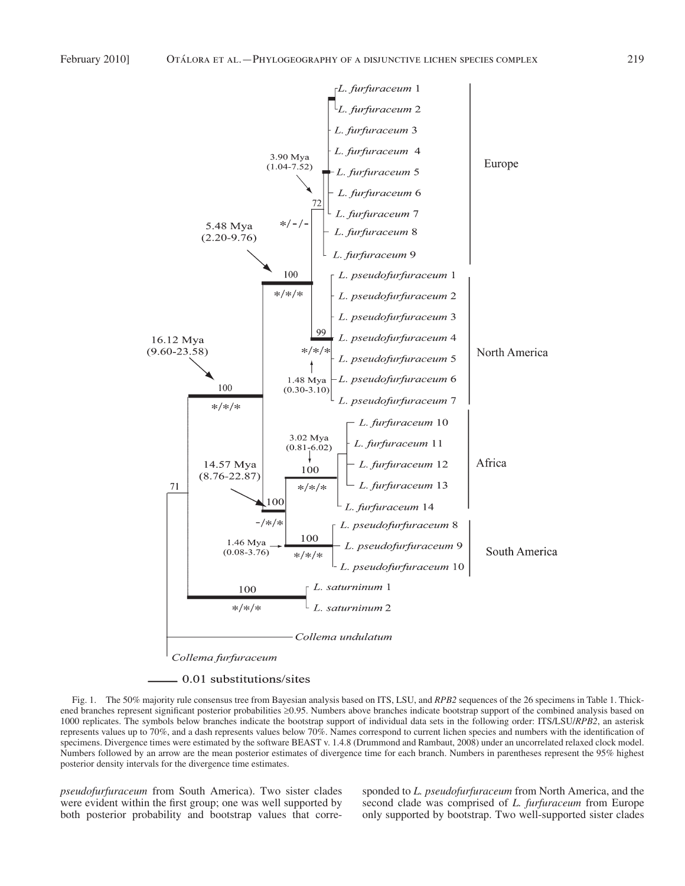Fig. 1. The 50% majority rule consensus tree from Bayesian analysis based on ITS, LSU, and *RPB2* sequences of the 26 specimens in Table 1. Thickened branches represent significant posterior probabilities ≥0.95. Numbers above branches indicate bootstrap support of the combined analysis based on 1000 replicates. The symbols below branches indicate the bootstrap support of individual data sets in the following order: ITS/LSU/*RPB2*, an asterisk represents values up to 70%, and a dash represents values below 70%. Names correspond to current lichen species and numbers with the identification of specimens. Divergence times were estimated by the software BEAST v. 1.4.8 (Drummond and Rambaut, 2008) under an uncorrelated relaxed clock model. Numbers followed by an arrow are the mean posterior estimates of divergence time for each branch. Numbers in parentheses represent the 95% highest posterior density intervals for the divergence time estimates.

*pseudofurfuraceum* from South America). Two sister clades were evident within the first group; one was well supported by both posterior probability and bootstrap values that corresponded to *L. pseudofurfuraceum* from North America, and the second clade was comprised of *L. furfuraceum* from Europe only supported by bootstrap. Two well-supported sister clades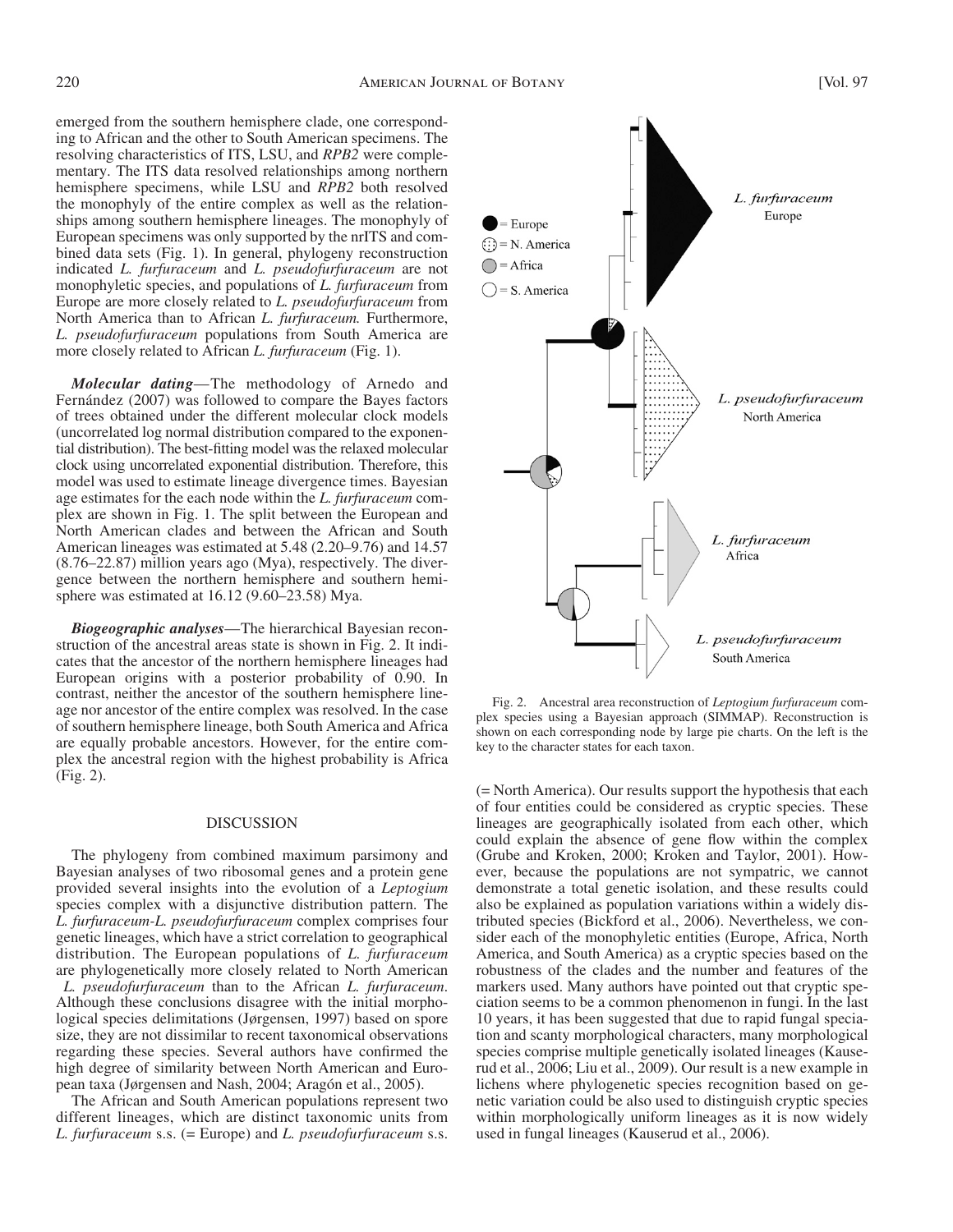emerged from the southern hemisphere clade, one corresponding to African and the other to South American specimens. The resolving characteristics of ITS, LSU, and *RPB2* were complementary. The ITS data resolved relationships among northern hemisphere specimens, while LSU and *RPB2* both resolved the monophyly of the entire complex as well as the relationships among southern hemisphere lineages. The monophyly of European specimens was only supported by the nrITS and combined data sets (Fig. 1). In general, phylogeny reconstruction indicated *L. furfuraceum* and *L. pseudofurfuraceum* are not monophyletic species, and populations of *L. furfuraceum* from Europe are more closely related to *L. pseudofurfuraceum* from North America than to African *L. furfuraceum.* Furthermore, *L. pseudofurfuraceum* populations from South America are more closely related to African *L. furfuraceum* (Fig. 1).

***Molecular dating***—The methodology of Arnedo and Fernández (2007) was followed to compare the Bayes factors of trees obtained under the different molecular clock models (uncorrelated log normal distribution compared to the exponential distribution). The best-fitting model was the relaxed molecular clock using uncorrelated exponential distribution. Therefore, this model was used to estimate lineage divergence times. Bayesian age estimates for the each node within the *L. furfuraceum* complex are shown in Fig. 1. The split between the European and North American clades and between the African and South American lineages was estimated at 5.48 (2.20–9.76) and 14.57 (8.76–22.87) million years ago (Mya), respectively. The divergence between the northern hemisphere and southern hemisphere was estimated at 16.12 (9.60–23.58) Mya.

***Biogeographic analyses***—The hierarchical Bayesian reconstruction of the ancestral areas state is shown in Fig. 2. It indicates that the ancestor of the northern hemisphere lineages had European origins with a posterior probability of 0.90. In contrast, neither the ancestor of the southern hemisphere lineage nor ancestor of the entire complex was resolved. In the case of southern hemisphere lineage, both South America and Africa are equally probable ancestors. However, for the entire complex the ancestral region with the highest probability is Africa (Fig. 2).

Fig. 2. Ancestral area reconstruction of *Leptogium furfuraceum* complex species using a Bayesian approach (SIMMAP). Reconstruction is shown on each corresponding node by large pie charts. On the left is the key to the character states for each taxon.

## DISCUSSION

The phylogeny from combined maximum parsimony and Bayesian analyses of two ribosomal genes and a protein gene provided several insights into the evolution of a *Leptogium* species complex with a disjunctive distribution pattern. The *L. furfuraceum-L. pseudofurfuraceum* complex comprises four genetic lineages, which have a strict correlation to geographical distribution. The European populations of *L. furfuraceum* are phylogenetically more closely related to North American *L. pseudofurfuraceum* than to the African *L. furfuraceum*. Although these conclusions disagree with the initial morphological species delimitations (Jørgensen, 1997) based on spore size, they are not dissimilar to recent taxonomical observations regarding these species. Several authors have confirmed the high degree of similarity between North American and European taxa (Jørgensen and Nash, 2004; Aragón et al., 2005).

The African and South American populations represent two different lineages, which are distinct taxonomic units from *L. furfuraceum* s.s. (= Europe) and *L. pseudofurfuraceum* s.s. (= North America). Our results support the hypothesis that each of four entities could be considered as cryptic species. These lineages are geographically isolated from each other, which could explain the absence of gene flow within the complex (Grube and Kroken, 2000; Kroken and Taylor, 2001). However, because the populations are not sympatric, we cannot demonstrate a total genetic isolation, and these results could also be explained as population variations within a widely distributed species (Bickford et al., 2006). Nevertheless, we consider each of the monophyletic entities (Europe, Africa, North America, and South America) as a cryptic species based on the robustness of the clades and the number and features of the markers used. Many authors have pointed out that cryptic speciation seems to be a common phenomenon in fungi. In the last 10 years, it has been suggested that due to rapid fungal speciation and scanty morphological characters, many morphological species comprise multiple genetically isolated lineages (Kauserud et al., 2006; Liu et al., 2009). Our result is a new example in lichens where phylogenetic species recognition based on genetic variation could be also used to distinguish cryptic species within morphologically uniform lineages as it is now widely used in fungal lineages (Kauserud et al., 2006).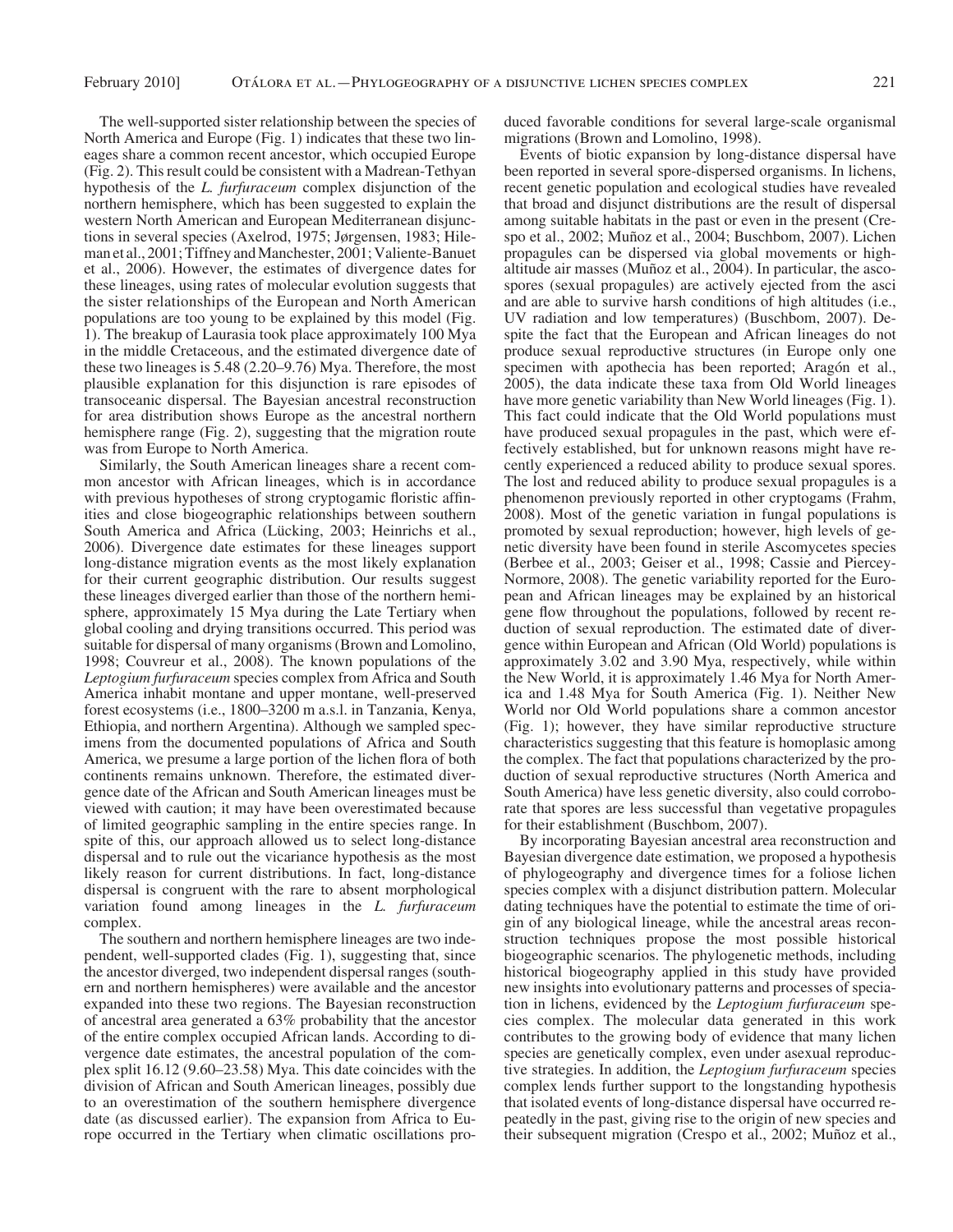The well-supported sister relationship between the species of North America and Europe (Fig. 1) indicates that these two lineages share a common recent ancestor, which occupied Europe (Fig. 2). This result could be consistent with a Madrean-Tethyan hypothesis of the *L. furfuraceum* complex disjunction of the northern hemisphere, which has been suggested to explain the western North American and European Mediterranean disjunctions in several species (Axelrod, 1975; Jørgensen, 1983; Hileman et al., 2001; Tiffney and Manchester, 2001; Valiente-Banuet et al., 2006). However, the estimates of divergence dates for these lineages, using rates of molecular evolution suggests that the sister relationships of the European and North American populations are too young to be explained by this model (Fig. 1). The breakup of Laurasia took place approximately 100 Mya in the middle Cretaceous, and the estimated divergence date of these two lineages is 5.48 (2.20–9.76) Mya. Therefore, the most plausible explanation for this disjunction is rare episodes of transoceanic dispersal. The Bayesian ancestral reconstruction for area distribution shows Europe as the ancestral northern hemisphere range (Fig. 2), suggesting that the migration route was from Europe to North America.

Similarly, the South American lineages share a recent common ancestor with African lineages, which is in accordance with previous hypotheses of strong cryptogamic floristic affinities and close biogeographic relationships between southern South America and Africa (Lücking, 2003; Heinrichs et al., 2006). Divergence date estimates for these lineages support long-distance migration events as the most likely explanation for their current geographic distribution. Our results suggest these lineages diverged earlier than those of the northern hemisphere, approximately 15 Mya during the Late Tertiary when global cooling and drying transitions occurred. This period was suitable for dispersal of many organisms (Brown and Lomolino, 1998; Couvreur et al., 2008). The known populations of the *Leptogium furfuraceum* species complex from Africa and South America inhabit montane and upper montane, well-preserved forest ecosystems (i.e., 1800–3200 m a.s.l. in Tanzania, Kenya, Ethiopia, and northern Argentina). Although we sampled specimens from the documented populations of Africa and South America, we presume a large portion of the lichen flora of both continents remains unknown. Therefore, the estimated divergence date of the African and South American lineages must be viewed with caution; it may have been overestimated because of limited geographic sampling in the entire species range. In spite of this, our approach allowed us to select long-distance dispersal and to rule out the vicariance hypothesis as the most likely reason for current distributions. In fact, long-distance dispersal is congruent with the rare to absent morphological variation found among lineages in the *L. furfuraceum* complex.

The southern and northern hemisphere lineages are two independent, well-supported clades (Fig. 1), suggesting that, since the ancestor diverged, two independent dispersal ranges (southern and northern hemispheres) were available and the ancestor expanded into these two regions. The Bayesian reconstruction of ancestral area generated a 63% probability that the ancestor of the entire complex occupied African lands. According to divergence date estimates, the ancestral population of the complex split 16.12 (9.60–23.58) Mya. This date coincides with the division of African and South American lineages, possibly due to an overestimation of the southern hemisphere divergence date (as discussed earlier). The expansion from Africa to Europe occurred in the Tertiary when climatic oscillations produced favorable conditions for several large-scale organismal migrations (Brown and Lomolino, 1998).

Events of biotic expansion by long-distance dispersal have been reported in several spore-dispersed organisms. In lichens, recent genetic population and ecological studies have revealed that broad and disjunct distributions are the result of dispersal among suitable habitats in the past or even in the present (Crespo et al., 2002; Muñoz et al., 2004; Buschbom, 2007). Lichen propagules can be dispersed via global movements or high-altitude air masses (Muñoz et al., 2004). In particular, the ascospores (sexual propagules) are actively ejected from the asci and are able to survive harsh conditions of high altitudes (i.e., UV radiation and low temperatures) (Buschbom, 2007). Despite the fact that the European and African lineages do not produce sexual reproductive structures (in Europe only one specimen with apothecia has been reported; Aragón et al., 2005), the data indicate these taxa from Old World lineages have more genetic variability than New World lineages (Fig. 1). This fact could indicate that the Old World populations must have produced sexual propagules in the past, which were effectively established, but for unknown reasons might have recently experienced a reduced ability to produce sexual spores. The lost and reduced ability to produce sexual propagules is a phenomenon previously reported in other cryptogams (Frahm, 2008). Most of the genetic variation in fungal populations is promoted by sexual reproduction; however, high levels of genetic diversity have been found in sterile Ascomycetes species (Berbee et al., 2003; Geiser et al., 1998; Cassie and Piercey-Normore, 2008). The genetic variability reported for the European and African lineages may be explained by an historical gene flow throughout the populations, followed by recent reduction of sexual reproduction. The estimated date of divergence within European and African (Old World) populations is approximately 3.02 and 3.90 Mya, respectively, while within the New World, it is approximately 1.46 Mya for North America and 1.48 Mya for South America (Fig. 1). Neither New World nor Old World populations share a common ancestor (Fig. 1); however, they have similar reproductive structure characteristics suggesting that this feature is homoplasic among the complex. The fact that populations characterized by the production of sexual reproductive structures (North America and South America) have less genetic diversity, also could corroborate that spores are less successful than vegetative propagules for their establishment (Buschbom, 2007).

By incorporating Bayesian ancestral area reconstruction and Bayesian divergence date estimation, we proposed a hypothesis of phylogeography and divergence times for a foliose lichen species complex with a disjunct distribution pattern. Molecular dating techniques have the potential to estimate the time of origin of any biological lineage, while the ancestral areas reconstruction techniques propose the most possible historical biogeographic scenarios. The phylogenetic methods, including historical biogeography applied in this study have provided new insights into evolutionary patterns and processes of speciation in lichens, evidenced by the *Leptogium furfuraceum* species complex. The molecular data generated in this work contributes to the growing body of evidence that many lichen species are genetically complex, even under asexual reproductive strategies. In addition, the *Leptogium furfuraceum* species complex lends further support to the longstanding hypothesis that isolated events of long-distance dispersal have occurred repeatedly in the past, giving rise to the origin of new species and their subsequent migration (Crespo et al., 2002; Muñoz et al.,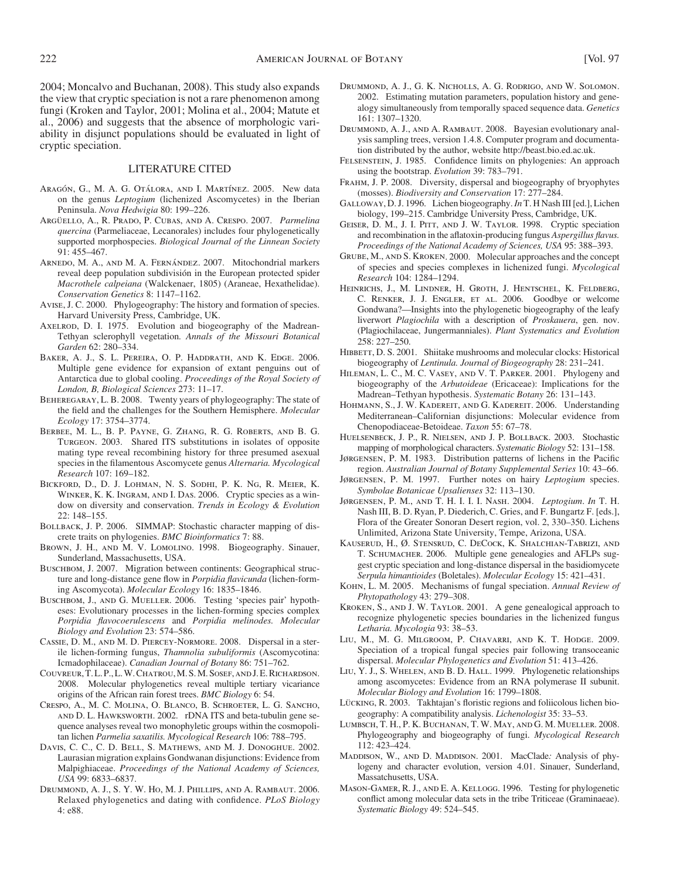2004; Moncalvo and Buchanan, 2008). This study also expands the view that cryptic speciation is not a rare phenomenon among fungi (Kroken and Taylor, 2001; Molina et al., 2004; Matute et al., 2006) and suggests that the absence of morphologic variability in disjunct populations should be evaluated in light of cryptic speciation.

## LITERATURE CITED

Aragón, G., M. A. G. Otálora, and I. Martínez. 2005. New data on the genus *Leptogium* (lichenized Ascomycetes) in the Iberian Peninsula. *Nova Hedwigia* 80: 199–226.

Argüello, A., R. Prado, P. Cubas, and A. Crespo. 2007. *Parmelina quercina* (Parmeliaceae, Lecanorales) includes four phylogenetically supported morphospecies. *Biological Journal of the Linnean Society* 91: 455–467.

Arnedo, M. A., and M. A. Fernández. 2007. Mitochondrial markers reveal deep population subdivisión in the European protected spider *Macrothele calpeiana* (Walckenaer, 1805) (Araneae, Hexathelidae). *Conservation Genetics* 8: 1147–1162.

Avise, J. C. 2000. Phylogeography: The history and formation of species. Harvard University Press, Cambridge, UK.

Axelrod, D. I. 1975. Evolution and biogeography of the Madrean-Tethyan sclerophyll vegetation. *Annals of the Missouri Botanical Garden* 62: 280–334.

Baker, A. J., S. L. Pereira, O. P. Haddrath, and K. Edge. 2006. Multiple gene evidence for expansion of extant penguins out of Antarctica due to global cooling. *Proceedings of the Royal Society of London, B, Biological Sciences* 273: 11–17.

Beheregaray, L. B. 2008. Twenty years of phylogeography: The state of the field and the challenges for the Southern Hemisphere. *Molecular Ecology* 17: 3754–3774.

Berbee, M. L., B. P. Payne, G. Zhang, R. G. Roberts, and B. G. Turgeon. 2003. Shared ITS substitutions in isolates of opposite mating type reveal recombining history for three presumed asexual species in the filamentous Ascomycete genus *Alternaria*. *Mycological Research* 107: 169–182.

Bickford, D., D. J. Lohman, N. S. Sodhi, P. K. Ng, R. Meier, K. Winker, K. K. Ingram, and I. Das. 2006. Cryptic species as a window on diversity and conservation. *Trends in Ecology & Evolution* 22: 148–155.

Bollback, J. P. 2006. SIMMAP: Stochastic character mapping of discrete traits on phylogenies. *BMC Bioinformatics* 7: 88.

Brown, J. H., and M. V. Lomolino. 1998. Biogeography. Sinauer, Sunderland, Massachusetts, USA.

Buschbom, J. 2007. Migration between continents: Geographical structure and long-distance gene flow in *Porpidia flavicunda* (lichen-forming Ascomycota). *Molecular Ecology* 16: 1835–1846.

Buschbom, J., and G. Mueller. 2006. Testing 'species pair' hypotheses: Evolutionary processes in the lichen-forming species complex *Porpidia flavocoerulescens* and *Porpidia melinodes*. *Molecular Biology and Evolution* 23: 574–586.

Cassie, D. M., and M. D. Piercey-Normore. 2008. Dispersal in a sterile lichen-forming fungus, *Thamnolia subuliformis* (Ascomycotina: Icmadophilaceae). *Canadian Journal of Botany* 86: 751–762.

Couvreur, T. L. P., L. W. Chatrou, M. S. M. Sosef, and J. E. Richardson. 2008. Molecular phylogenetics reveal multiple tertiary vicariance origins of the African rain forest trees. *BMC Biology* 6: 54.

Crespo, A., M. C. Molina, O. Blanco, B. Schroeter, L. G. Sancho, and D. L. Hawksworth. 2002. rDNA ITS and beta-tubulin gene sequence analyses reveal two monophyletic groups within the cosmopolitan lichen *Parmelia saxatilis*. *Mycological Research* 106: 788–795.

Davis, C. C., C. D. Bell, S. Mathews, and M. J. Donoghue. 2002. Laurasian migration explains Gondwanan disjunctions: Evidence from Malpighiaceae. *Proceedings of the National Academy of Sciences, USA* 99: 6833–6837.

Drummond, A. J., S. Y. W. Ho, M. J. Phillips, and A. Rambaut. 2006. Relaxed phylogenetics and dating with confidence. *PLoS Biology* 4: e88.

Drummond, A. J., G. K. Nicholls, A. G. Rodrigo, and W. Solomon. 2002. Estimating mutation parameters, population history and genealogy simultaneously from temporally spaced sequence data. *Genetics* 161: 1307–1320.

Drummond, A. J., and A. Rambaut. 2008. Bayesian evolutionary analysis sampling trees, version 1.4.8. Computer program and documentation distributed by the author, website http://beast.bio.ed.ac.uk.

Felsenstein, J. 1985. Confidence limits on phylogenies: An approach using the bootstrap. *Evolution* 39: 783–791.

Frahm, J. P. 2008. Diversity, dispersal and biogeography of bryophytes (mosses). *Biodiversity and Conservation* 17: 277–284.

Galloway, D. J. 1996. Lichen biogeography. *In* T. H Nash III [ed.], Lichen biology, 199–215. Cambridge University Press, Cambridge, UK.

Geiser, D. M., J. I. Pitt, and J. W. Taylor. 1998. Cryptic speciation and recombination in the aflatoxin-producing fungus *Aspergillus flavus*. *Proceedings of the National Academy of Sciences, USA* 95: 388–393.

Grube, M., and S. Kroken. 2000. Molecular approaches and the concept of species and species complexes in lichenized fungi. *Mycological Research* 104: 1284–1294.

Heinrichs, J., M. Lindner, H. Groth, J. Hentschel, K. Feldberg, C. Renker, J. J. Engler, et al. 2006. Goodbye or welcome Gondwana?—Insights into the phylogenetic biogeography of the leafy liverwort *Plagiochila* with a description of *Proskauera*, gen. nov. (Plagiochilaceae, Jungermanniales). *Plant Systematics and Evolution* 258: 227–250.

Hibbett, D. S. 2001. Shiitake mushrooms and molecular clocks: Historical biogeography of *Lentinula*. *Journal of Biogeography* 28: 231–241.

Hileman, L. C., M. C. Vasey, and V. T. Parker. 2001. Phylogeny and biogeography of the *Arbutoideae* (Ericaceae): Implications for the Madrean–Tethyan hypothesis. *Systematic Botany* 26: 131–143.

Hohmann, S., J. W. Kadereit, and G. Kadereit. 2006. Understanding Mediterranean–Californian disjunctions: Molecular evidence from Chenopodiaceae-Betoideae. *Taxon* 55: 67–78.

Huelsenbeck, J. P., R. Nielsen, and J. P. Bollback. 2003. Stochastic mapping of morphological characters. *Systematic Biology* 52: 131–158.

Jørgensen, P. M. 1983. Distribution patterns of lichens in the Pacific region. *Australian Journal of Botany Supplemental Series* 10: 43–66.

Jørgensen, P. M. 1997. Further notes on hairy *Leptogium* species. *Symbolae Botanicae Upsalienses* 32: 113–130.

Jørgensen, P. M., and T. H. I. I. I. Nash. 2004. *Leptogium*. *In* T. H. Nash III, B. D. Ryan, P. Diederich, C. Gries, and F. Bungartz F. [eds.], Flora of the Greater Sonoran Desert region, vol. 2, 330–350. Lichens Unlimited, Arizona State University, Tempe, Arizona, USA.

Kauserud, H., Ø. Stensrud, C. DeCock, K. Shalchian-Tabrizi, and T. Schumacher. 2006. Multiple gene genealogies and AFLPs suggest cryptic speciation and long-distance dispersal in the basidiomycete *Serpula himantioides* (Boletales). *Molecular Ecology* 15: 421–431.

Kohn, L. M. 2005. Mechanisms of fungal speciation. *Annual Review of Phytopathology* 43: 279–308.

Kroken, S., and J. W. Taylor. 2001. A gene genealogical approach to recognize phylogenetic species boundaries in the lichenized fungus *Letharia*. *Mycologia* 93: 38–53.

Liu, M., M. G. Milgroom, P. Chavarri, and K. T. Hodge. 2009. Speciation of a tropical fungal species pair following transoceanic dispersal. *Molecular Phylogenetics and Evolution* 51: 413–426.

Liu, Y. J., S. Whelen, and B. D. Hall. 1999. Phylogenetic relationships among ascomycetes: Evidence from an RNA polymerase II subunit. *Molecular Biology and Evolution* 16: 1799–1808.

Lücking, R. 2003. Takhtajan's floristic regions and foliicolous lichen biogeography: A compatibility analysis. *Lichenologist* 35: 33–53.

Lumbsch, T. H., P. K. Buchanan, T. W. May, and G. M. Mueller. 2008. Phylogeography and biogeography of fungi. *Mycological Research* 112: 423–424.

Maddison, W., and D. Maddison. 2001. MacClade*:* Analysis of phylogeny and character evolution, version 4.01. Sinauer, Sunderland, Massatchusetts, USA.

Mason-Gamer, R. J., and E. A. Kellogg. 1996. Testing for phylogenetic conflict among molecular data sets in the tribe Triticeae (Graminaeae). *Systematic Biology* 49: 524–545.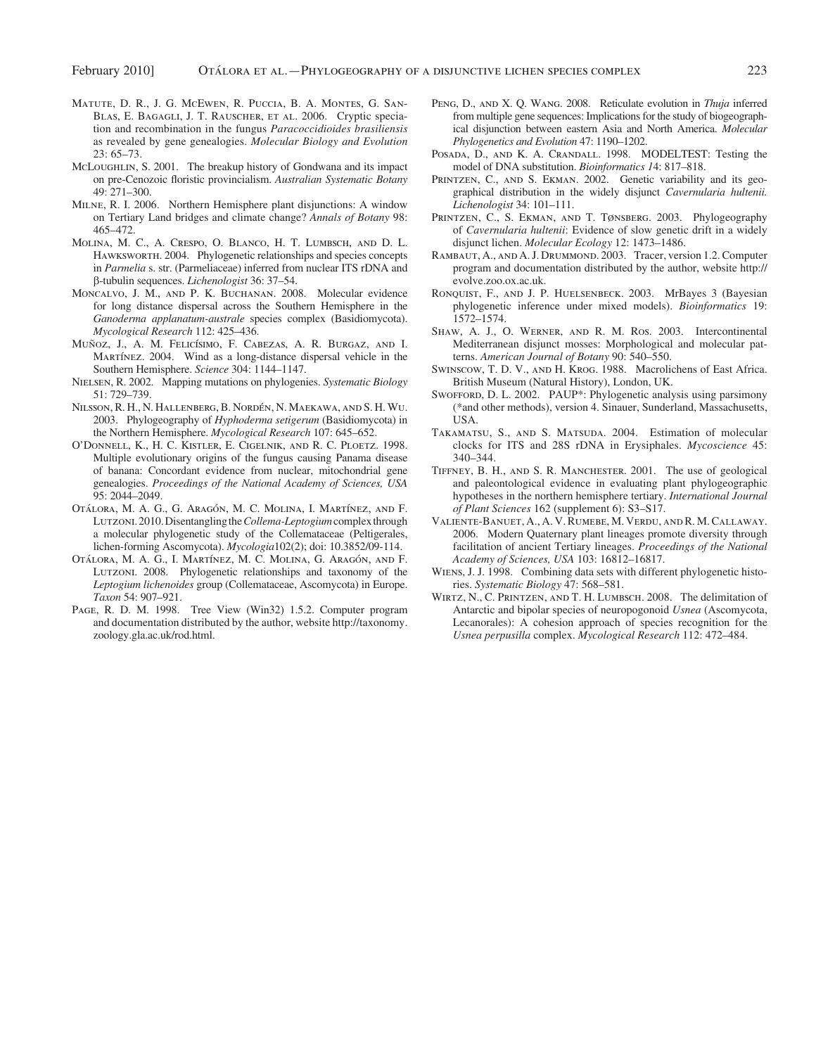Matute, D. R., J. G. McEwen, R. Puccia, B. A. Montes, G. San-Blas, E. Bagagli, J. T. Rauscher, et al. 2006. Cryptic speciation and recombination in the fungus *Paracoccidioides brasiliensis* as revealed by gene genealogies. *Molecular Biology and Evolution* 23: 65–73.

McLoughlin, S. 2001. The breakup history of Gondwana and its impact on pre-Cenozoic floristic provincialism. *Australian Systematic Botany* 49: 271–300.

Milne, R. I. 2006. Northern Hemisphere plant disjunctions: A window on Tertiary Land bridges and climate change? *Annals of Botany* 98: 465–472.

Molina, M. C., A. Crespo, O. Blanco, H. T. Lumbsch, and D. L. Hawksworth. 2004. Phylogenetic relationships and species concepts in *Parmelia* s. str. (Parmeliaceae) inferred from nuclear ITS rDNA and β-tubulin sequences. *Lichenologist* 36: 37–54.

Moncalvo, J. M., and P. K. Buchanan. 2008. Molecular evidence for long distance dispersal across the Southern Hemisphere in the *Ganoderma applanatum-australe* species complex (Basidiomycota). *Mycological Research* 112: 425–436.

Muñoz, J., A. M. Felicísimo, F. Cabezas, A. R. Burgaz, and I. Martínez. 2004. Wind as a long-distance dispersal vehicle in the Southern Hemisphere. *Science* 304: 1144–1147.

Nielsen, R. 2002. Mapping mutations on phylogenies. *Systematic Biology* 51: 729–739.

Nilsson, R. H., N. Hallenberg, B. Nordén, N. Maekawa, and S. H. Wu. 2003. Phylogeography of *Hyphoderma setigerum* (Basidiomycota) in the Northern Hemisphere. *Mycological Research* 107: 645–652.

O'Donnell, K., H. C. Kistler, E. Cigelnik, and R. C. Ploetz. 1998. Multiple evolutionary origins of the fungus causing Panama disease of banana: Concordant evidence from nuclear, mitochondrial gene genealogies. *Proceedings of the National Academy of Sciences, USA* 95: 2044–2049.

Otálora, M. A. G., G. Aragón, M. C. Molina, I. Martínez, and F. Lutzoni. 2010. Disentangling the *Collema-Leptogium* complex through a molecular phylogenetic study of the Collemataceae (Peltigerales, lichen-forming Ascomycota). *Mycologia* 102(2); doi: 10.3852/09-114.

Otálora, M. A. G., I. Martínez, M. C. Molina, G. Aragón, and F. Lutzoni. 2008. Phylogenetic relationships and taxonomy of the *Leptogium lichenoides* group (Collemataceae, Ascomycota) in Europe. *Taxon* 54: 907–921.

Page, R. D. M. 1998. Tree View (Win32) 1.5.2. Computer program and documentation distributed by the author, website http://taxonomy.zoology.gla.ac.uk/rod.html.

Peng, D., and X. Q. Wang. 2008. Reticulate evolution in *Thuja* inferred from multiple gene sequences: Implications for the study of biogeographical disjunction between eastern Asia and North America. *Molecular Phylogenetics and Evolution* 47: 1190–1202.

Posada, D., and K. A. Crandall. 1998. MODELTEST: Testing the model of DNA substitution. *Bioinformatics 1*4: 817–818.

Printzen, C., and S. Ekman. 2002. Genetic variability and its geographical distribution in the widely disjunct *Cavernularia hultenii. Lichenologist* 34: 101–111.

Printzen, C., S. Ekman, and T. Tønsberg. 2003. Phylogeography of *Cavernularia hultenii*: Evidence of slow genetic drift in a widely disjunct lichen. *Molecular Ecology* 12: 1473–1486.

Rambaut, A., and A. J. Drummond. 2003. Tracer, version 1.2. Computer program and documentation distributed by the author, website http://evolve.zoo.ox.ac.uk.

Ronquist, F., and J. P. Huelsenbeck. 2003. MrBayes 3 (Bayesian phylogenetic inference under mixed models). *Bioinformatics* 19: 1572–1574.

Shaw, A. J., O. Werner, and R. M. Ros. 2003. Intercontinental Mediterranean disjunct mosses: Morphological and molecular patterns. *American Journal of Botany* 90: 540–550.

Swinscow, T. D. V., and H. Krog. 1988. Macrolichens of East Africa. British Museum (Natural History), London, UK.

Swofford, D. L. 2002. PAUP*: Phylogenetic analysis using parsimony (*and other methods), version 4. Sinauer, Sunderland, Massachusetts, USA.

Takamatsu, S., and S. Matsuda. 2004. Estimation of molecular clocks for ITS and 28S rDNA in Erysiphales. *Mycoscience* 45: 340–344.

Tiffney, B. H., and S. R. Manchester. 2001. The use of geological and paleontological evidence in evaluating plant phylogeographic hypotheses in the northern hemisphere tertiary. *International Journal of Plant Sciences* 162 (supplement 6): S3–S17.

Valiente-Banuet, A., A. V. Rumebe, M. Verdu, and R. M. Callaway. 2006. Modern Quaternary plant lineages promote diversity through facilitation of ancient Tertiary lineages. *Proceedings of the National Academy of Sciences, USA* 103: 16812–16817.

Wiens, J. J. 1998. Combining data sets with different phylogenetic histories. *Systematic Biology* 47: 568–581.

Wirtz, N., C. Printzen, and T. H. Lumbsch. 2008. The delimitation of Antarctic and bipolar species of neuropogonoid *Usnea* (Ascomycota, Lecanorales): A cohesion approach of species recognition for the *Usnea perpusilla* complex. *Mycological Research* 112: 472–484.